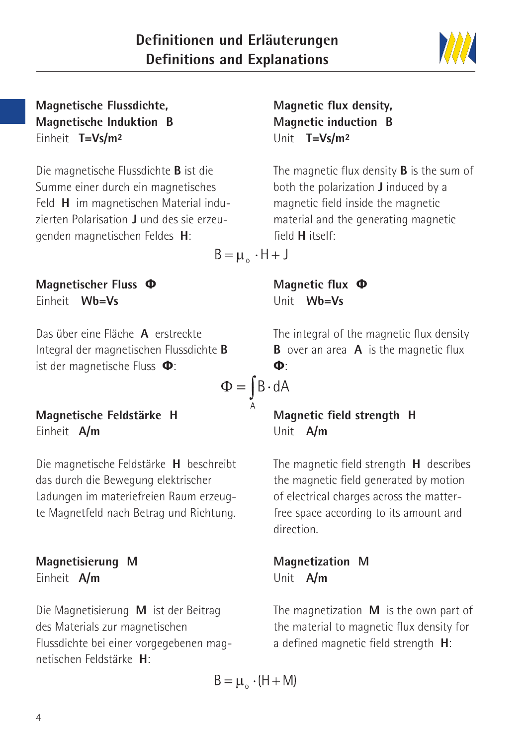# Definitionen und Erläuterungen
# Definitions and Explanations

**Magnetische Flussdichte, Magnetische Induktion B**
Einheit **T=Vs/m²**

Die magnetische Flussdichte **B** ist die Summe einer durch ein magnetisches Feld **H** im magnetischen Material induzierten Polarisation **J** und des sie erzeugenden magnetischen Feldes **H**:

**Magnetic flux density, Magnetic induction B**
Unit **T=Vs/m²**

The magnetic flux density **B** is the sum of both the polarization **J** induced by a magnetic field inside the magnetic material and the generating magnetic field **H** itself:

$$B = \mu_o \cdot H + J$$

**Magnetischer Fluss Φ**
Einheit **Wb=Vs**

Das über eine Fläche **A** erstreckte Integral der magnetischen Flussdichte **B** ist der magnetische Fluss **Φ**:

**Magnetic flux Φ**
Unit **Wb=Vs**

The integral of the magnetic flux density **B** over an area **A** is the magnetic flux **Φ**:

$$\Phi = \int_A B \cdot dA$$

**Magnetische Feldstärke H**
Einheit **A/m**

Die magnetische Feldstärke **H** beschreibt das durch die Bewegung elektrischer Ladungen im materiefreien Raum erzeugte Magnetfeld nach Betrag und Richtung.

**Magnetic field strength H**
Unit **A/m**

The magnetic field strength **H** describes the magnetic field generated by motion of electrical charges across the matter-free space according to its amount and direction.

**Magnetisierung M**
Einheit **A/m**

Die Magnetisierung **M** ist der Beitrag des Materials zur magnetischen Flussdichte bei einer vorgegebenen magnetischen Feldstärke **H**:

**Magnetization M**
Unit **A/m**

The magnetization **M** is the own part of the material to magnetic flux density for a defined magnetic field strength **H**:

$$B = \mu_o \cdot (H + M)$$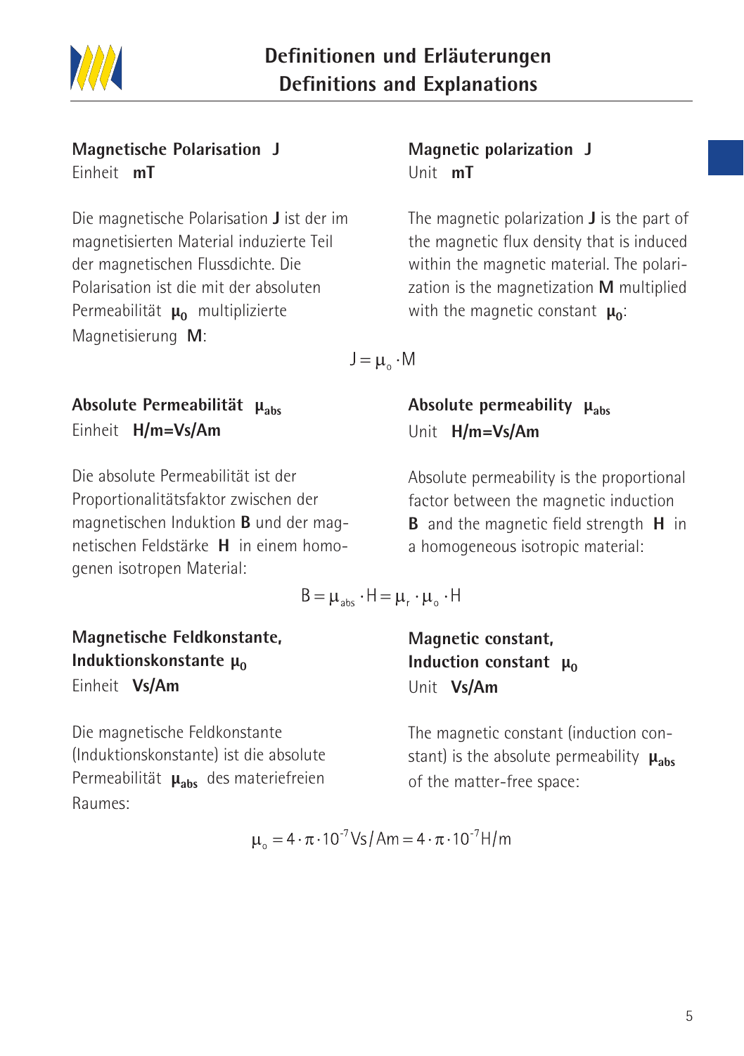# Definitionen und Erläuterungen
# Definitions and Explanations

### Magnetische Polarisation J

Einheit **mT**

Die magnetische Polarisation **J** ist der im magnetisierten Material induzierte Teil der magnetischen Flussdichte. Die Polarisation ist die mit der absoluten Permeabilität $\mu_0$ multiplizierte Magnetisierung **M**:

### Magnetic polarization J

Unit **mT**

The magnetic polarization **J** is the part of the magnetic flux density that is induced within the magnetic material. The polarization is the magnetization **M** multiplied with the magnetic constant $\mu_0$:

$$J = \mu_o \cdot M$$

### Absolute Permeabilität $\mu_{abs}$

Einheit **H/m=Vs/Am**

Die absolute Permeabilität ist der Proportionalitätsfaktor zwischen der magnetischen Induktion **B** und der magnetischen Feldstärke **H** in einem homogenen isotropen Material:

### Absolute permeability $\mu_{abs}$

Unit **H/m=Vs/Am**

Absolute permeability is the proportional factor between the magnetic induction **B** and the magnetic field strength **H** in a homogeneous isotropic material:

$$B = \mu_{abs} \cdot H = \mu_r \cdot \mu_o \cdot H$$

### Magnetische Feldkonstante, Induktionskonstante $\mu_0$

Einheit **Vs/Am**

Die magnetische Feldkonstante (Induktionskonstante) ist die absolute Permeabilität $\mu_{abs}$ des materiefreien Raumes:

### Magnetic constant, Induction constant $\mu_0$

Unit **Vs/Am**

The magnetic constant (induction constant) is the absolute permeability $\mu_{abs}$ of the matter-free space:

$$\mu_o = 4 \cdot \pi \cdot 10^{-7} \, Vs/Am = 4 \cdot \pi \cdot 10^{-7} \, H/m$$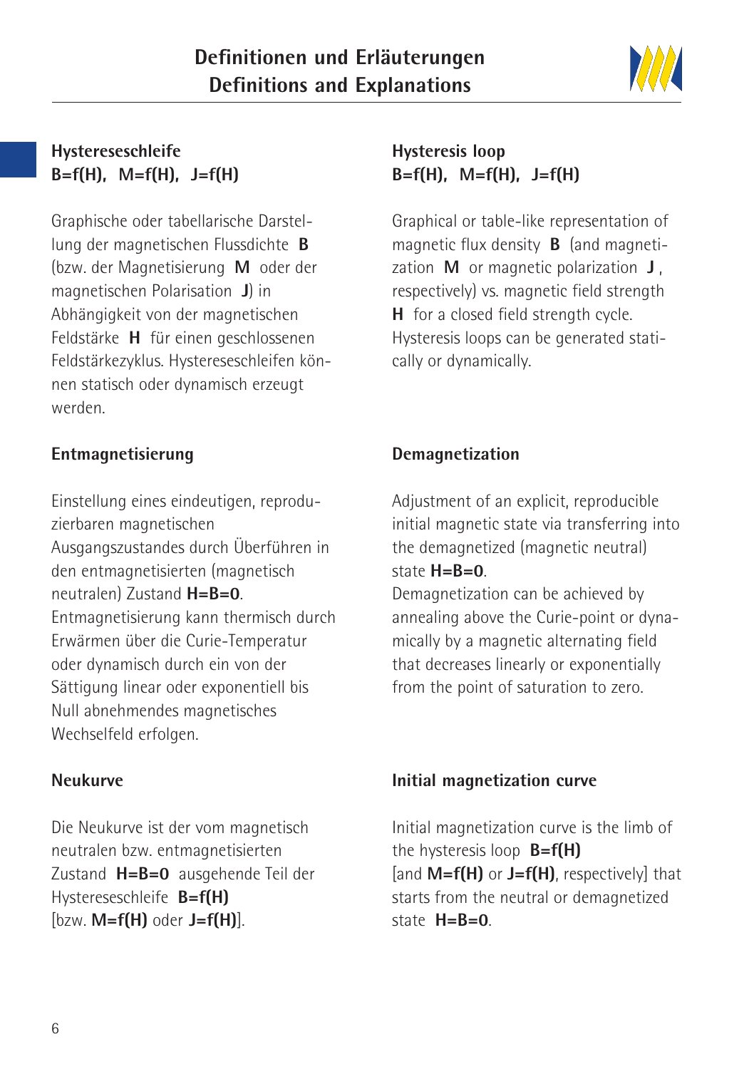# Definitionen und Erläuterungen
# Definitions and Explanations

### Hystereseschleife
### $B=f(H)$, $M=f(H)$, $J=f(H)$

Graphische oder tabellarische Darstellung der magnetischen Flussdichte **B** (bzw. der Magnetisierung **M** oder der magnetischen Polarisation **J**) in Abhängigkeit von der magnetischen Feldstärke **H** für einen geschlossenen Feldstärkezyklus. Hystereseschleifen können statisch oder dynamisch erzeugt werden.

### Entmagnetisierung

Einstellung eines eindeutigen, reproduzierbaren magnetischen Ausgangszustandes durch Überführen in den entmagnetisierten (magnetisch neutralen) Zustand **$H=B=0$**.
Entmagnetisierung kann thermisch durch Erwärmen über die Curie-Temperatur oder dynamisch durch ein von der Sättigung linear oder exponentiell bis Null abnehmendes magnetisches Wechselfeld erfolgen.

### Neukurve

Die Neukurve ist der vom magnetisch neutralen bzw. entmagnetisierten Zustand **$H=B=0$** ausgehende Teil der Hystereseschleife **$B=f(H)$** [bzw. **$M=f(H)$** oder **$J=f(H)$**].

### Hysteresis loop
### $B=f(H)$, $M=f(H)$, $J=f(H)$

Graphical or table-like representation of magnetic flux density **B** (and magnetization **M** or magnetic polarization **J**, respectively) vs. magnetic field strength **H** for a closed field strength cycle. Hysteresis loops can be generated statically or dynamically.

### Demagnetization

Adjustment of an explicit, reproducible initial magnetic state via transferring into the demagnetized (magnetic neutral) state **$H=B=0$**.
Demagnetization can be achieved by annealing above the Curie-point or dynamically by a magnetic alternating field that decreases linearly or exponentially from the point of saturation to zero.

### Initial magnetization curve

Initial magnetization curve is the limb of the hysteresis loop **$B=f(H)$** [and **$M=f(H)$** or **$J=f(H)$**, respectively] that starts from the neutral or demagnetized state **$H=B=0$**.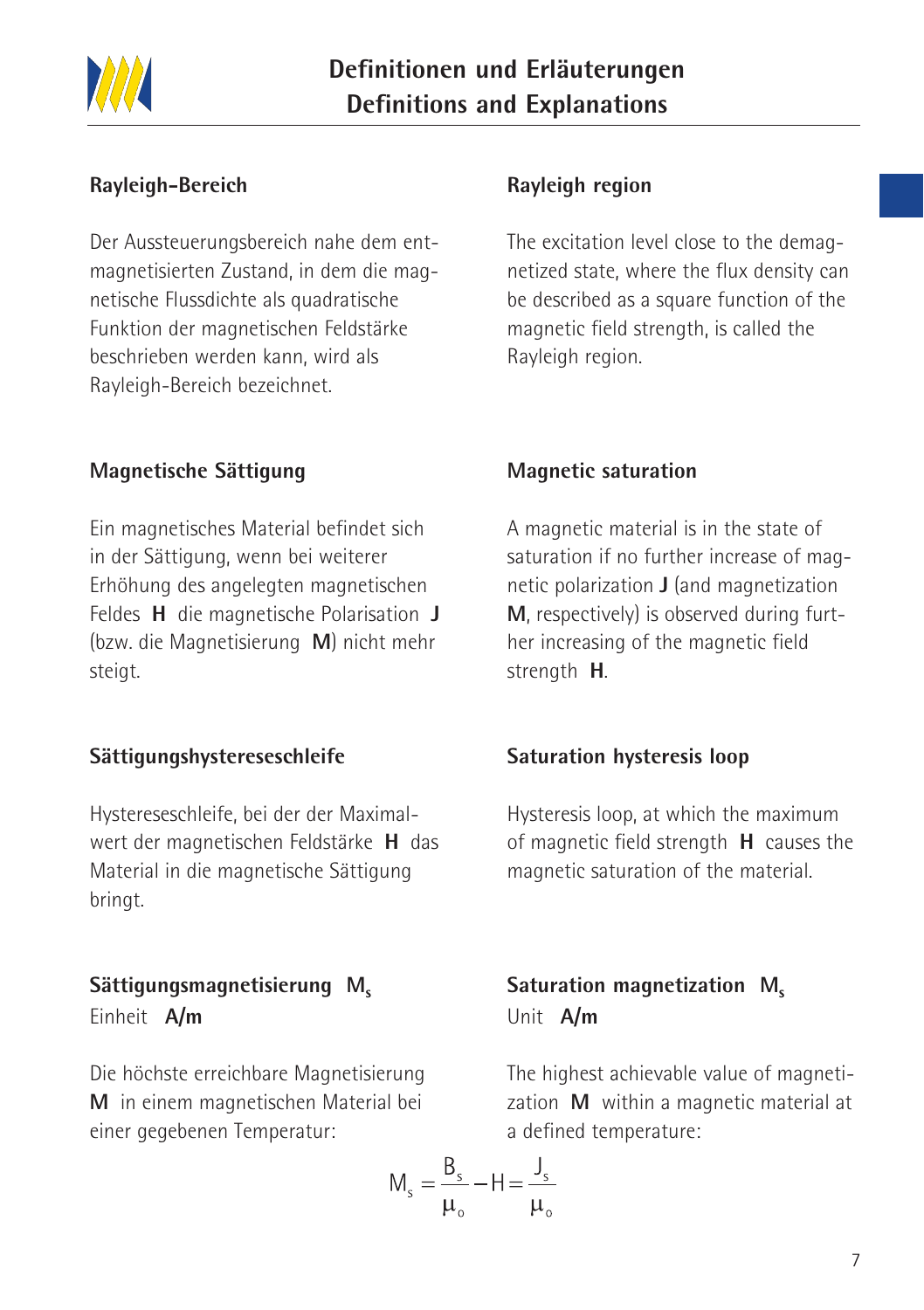## Rayleigh-Bereich

Der Aussteuerungsbereich nahe dem entmagnetisierten Zustand, in dem die magnetische Flussdichte als quadratische Funktion der magnetischen Feldstärke beschrieben werden kann, wird als Rayleigh-Bereich bezeichnet.

## Rayleigh region

The excitation level close to the demagnetized state, where the flux density can be described as a square function of the magnetic field strength, is called the Rayleigh region.

## Magnetische Sättigung

Ein magnetisches Material befindet sich in der Sättigung, wenn bei weiterer Erhöhung des angelegten magnetischen Feldes **H** die magnetische Polarisation **J** (bzw. die Magnetisierung **M**) nicht mehr steigt.

## Magnetic saturation

A magnetic material is in the state of saturation if no further increase of magnetic polarization **J** (and magnetization **M**, respectively) is observed during further increasing of the magnetic field strength **H**.

## Sättigungshystereseschleife

Hystereseschleife, bei der der Maximalwert der magnetischen Feldstärke **H** das Material in die magnetische Sättigung bringt.

## Saturation hysteresis loop

Hysteresis loop, at which the maximum of magnetic field strength **H** causes the magnetic saturation of the material.

## Sättigungsmagnetisierung $M_s$

Einheit **A/m**

Die höchste erreichbare Magnetisierung **M** in einem magnetischen Material bei einer gegebenen Temperatur:

## Saturation magnetization $M_s$

Unit **A/m**

The highest achievable value of magnetization **M** within a magnetic material at a defined temperature:

$$M_s = \frac{B_s}{\mu_o} - H = \frac{J_s}{\mu_o}$$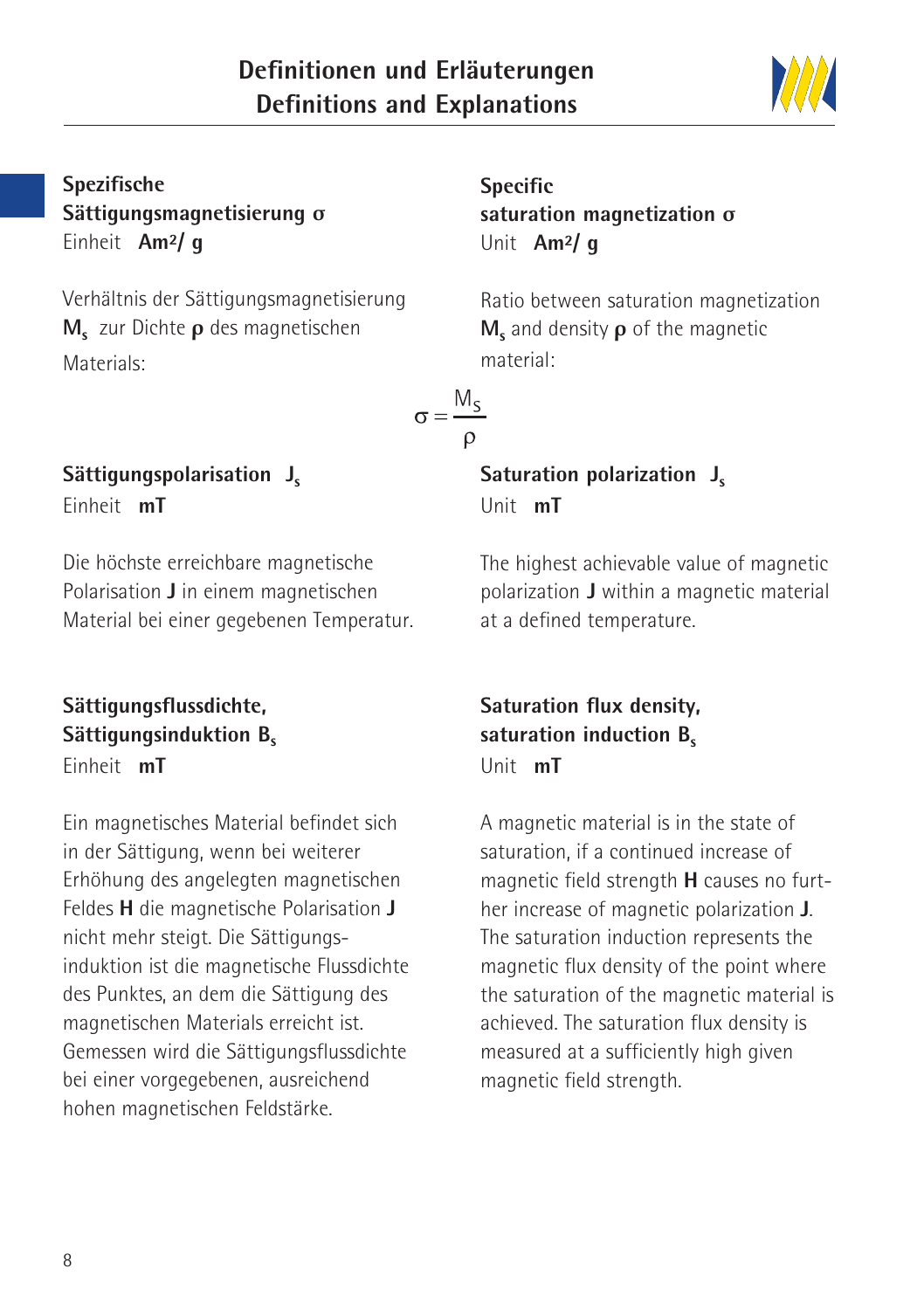# Definitionen und Erläuterungen
# Definitions and Explanations

**Spezifische Sättigungsmagnetisierung σ**
Einheit **Am²/ g**

Verhältnis der Sättigungsmagnetisierung $\mathbf{M_s}$ zur Dichte **ρ** des magnetischen Materials:

**Specific saturation magnetization σ**
Unit **Am²/ g**

Ratio between saturation magnetization $\mathbf{M_s}$ and density **ρ** of the magnetic material:

$$\sigma = \frac{M_S}{\rho}$$

**Sättigungspolarisation $J_s$**
Einheit **mT**

Die höchste erreichbare magnetische Polarisation **J** in einem magnetischen Material bei einer gegebenen Temperatur.

**Saturation polarization $J_s$**
Unit **mT**

The highest achievable value of magnetic polarization **J** within a magnetic material at a defined temperature.

**Sättigungsflussdichte, Sättigungsinduktion $B_s$**
Einheit **mT**

Ein magnetisches Material befindet sich in der Sättigung, wenn bei weiterer Erhöhung des angelegten magnetischen Feldes **H** die magnetische Polarisation **J** nicht mehr steigt. Die Sättigungsinduktion ist die magnetische Flussdichte des Punktes, an dem die Sättigung des magnetischen Materials erreicht ist. Gemessen wird die Sättigungsflussdichte bei einer vorgegebenen, ausreichend hohen magnetischen Feldstärke.

**Saturation flux density, saturation induction $B_s$**
Unit **mT**

A magnetic material is in the state of saturation, if a continued increase of magnetic field strength **H** causes no further increase of magnetic polarization **J**. The saturation induction represents the magnetic flux density of the point where the saturation of the magnetic material is achieved. The saturation flux density is measured at a sufficiently high given magnetic field strength.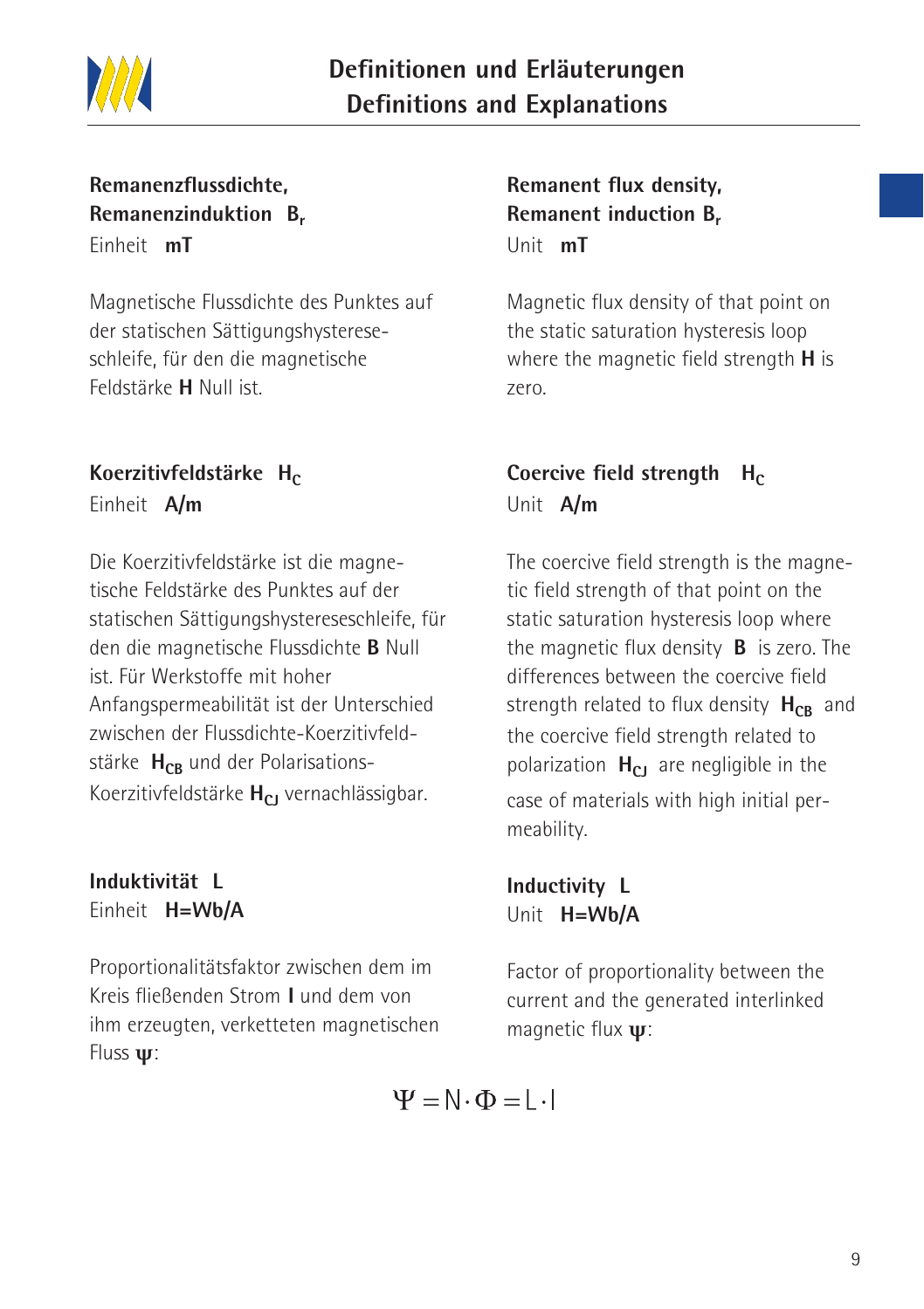# Definitionen und Erläuterungen
# Definitions and Explanations

**Remanenzflussdichte, Remanenzinduktion $B_r$**
Einheit **mT**

Magnetische Flussdichte des Punktes auf der statischen Sättigungshystereseschleife, für den die magnetische Feldstärke **H** Null ist.

**Remanent flux density, Remanent induction $B_r$**
Unit **mT**

Magnetic flux density of that point on the static saturation hysteresis loop where the magnetic field strength **H** is zero.

**Koerzitivfeldstärke $H_C$**
Einheit **A/m**

Die Koerzitivfeldstärke ist die magnetische Feldstärke des Punktes auf der statischen Sättigungshystereseschleife, für den die magnetische Flussdichte **B** Null ist. Für Werkstoffe mit hoher Anfangspermeabilität ist der Unterschied zwischen der Flussdichte-Koerzitivfeldstärke $H_{CB}$ und der Polarisations-Koerzitivfeldstärke $H_{CJ}$ vernachlässigbar.

**Coercive field strength $H_C$**
Unit **A/m**

The coercive field strength is the magnetic field strength of that point on the static saturation hysteresis loop where the magnetic flux density **B** is zero. The differences between the coercive field strength related to flux density $H_{CB}$ and the coercive field strength related to polarization $H_{CJ}$ are negligible in the case of materials with high initial permeability.

**Induktivität L**
Einheit **H=Wb/A**

Proportionalitätsfaktor zwischen dem im Kreis fließenden Strom **I** und dem von ihm erzeugten, verketteten magnetischen Fluss $\psi$:

**Inductivity L**
Unit **H=Wb/A**

Factor of proportionality between the current and the generated interlinked magnetic flux $\psi$:

$$\Psi = N \cdot \Phi = L \cdot I$$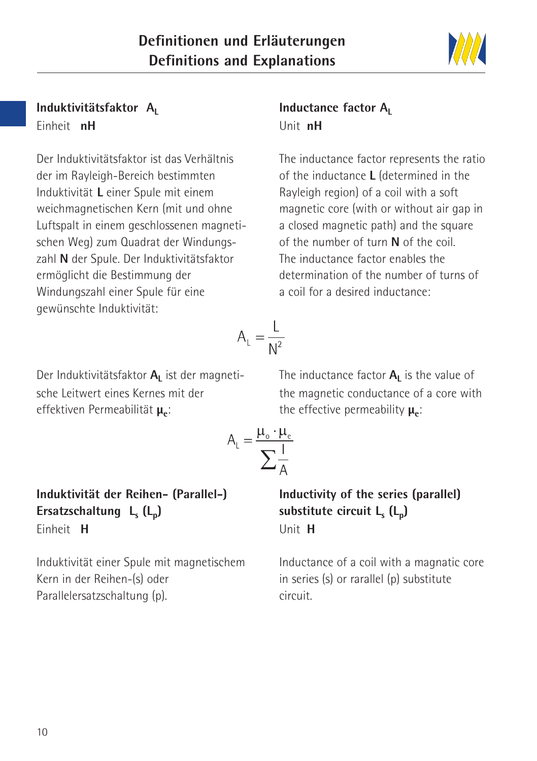# Definitionen und Erläuterungen
# Definitions and Explanations

### Induktivitätsfaktor $A_L$

Einheit **nH**

Der Induktivitätsfaktor ist das Verhältnis der im Rayleigh-Bereich bestimmten Induktivität **L** einer Spule mit einem weichmagnetischen Kern (mit und ohne Luftspalt in einem geschlossenen magnetischen Weg) zum Quadrat der Windungszahl **N** der Spule. Der Induktivitätsfaktor ermöglicht die Bestimmung der Windungszahl einer Spule für eine gewünschte Induktivität:

### Inductance factor $A_L$

Unit **nH**

The inductance factor represents the ratio of the inductance **L** (determined in the Rayleigh region) of a coil with a soft magnetic core (with or without air gap in a closed magnetic path) and the square of the number of turn **N** of the coil. The inductance factor enables the determination of the number of turns of a coil for a desired inductance:

$$A_L = \frac{L}{N^2}$$

Der Induktivitätsfaktor $A_L$ ist der magnetische Leitwert eines Kernes mit der effektiven Permeabilität $\mu_e$:

The inductance factor $A_L$ is the value of the magnetic conductance of a core with the effective permeability $\mu_e$:

$$A_L = \frac{\mu_o \cdot \mu_e}{\sum \frac{l}{A}}$$

### Induktivität der Reihen- (Parallel-) Ersatzschaltung $L_s$ ($L_p$)

Einheit **H**

Induktivität einer Spule mit magnetischem Kern in der Reihen-(s) oder Parallelersatzschaltung (p).

### Inductivity of the series (parallel) substitute circuit $L_s$ ($L_p$)

Unit **H**

Inductance of a coil with a magnatic core in series (s) or rarallel (p) substitute circuit.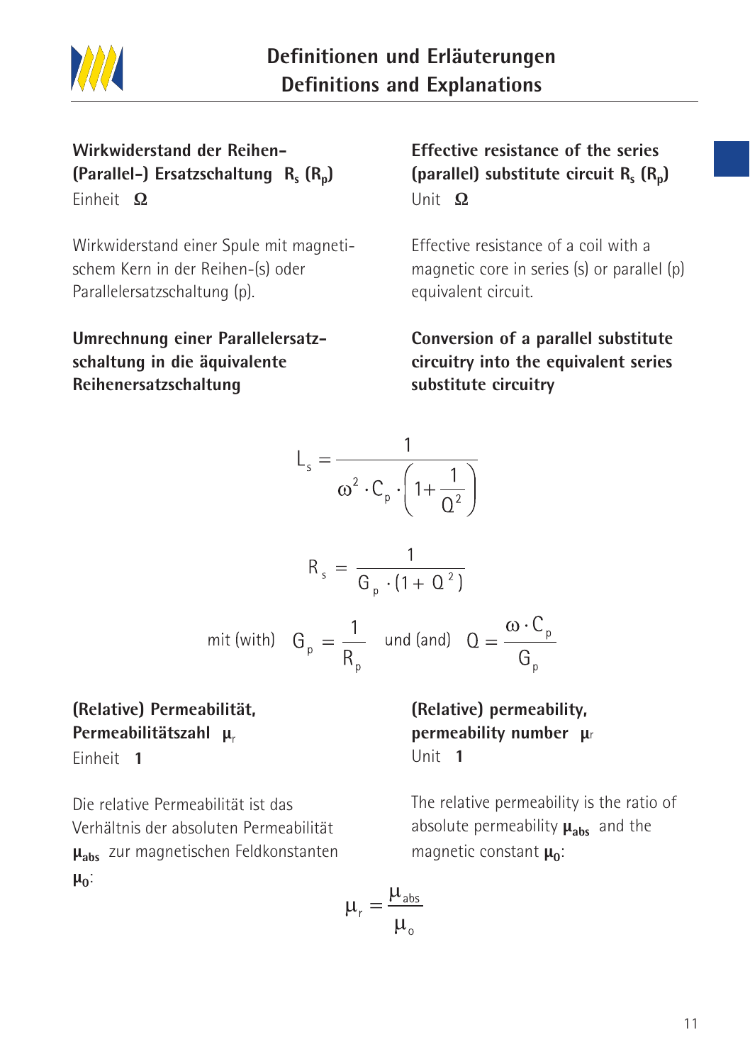**Wirkwiderstand der Reihen- (Parallel-) Ersatzschaltung $R_s$ ($R_p$)**
Einheit **Ω**

Wirkwiderstand einer Spule mit magnetischem Kern in der Reihen-(s) oder Parallelersatzschaltung (p).

**Umrechnung einer Parallelersatzschaltung in die äquivalente Reihenersatzschaltung**

**Effective resistance of the series (parallel) substitute circuit $R_s$ ($R_p$)**
Unit **Ω**

Effective resistance of a coil with a magnetic core in series (s) or parallel (p) equivalent circuit.

**Conversion of a parallel substitute circuitry into the equivalent series substitute circuitry**

$$L_s = \frac{1}{\omega^2 \cdot C_p \cdot \left(1 + \frac{1}{Q^2}\right)}$$

$$R_s = \frac{1}{G_p \cdot (1 + Q^2)}$$

mit (with) $G_p = \frac{1}{R_p}$ und (and) $Q = \frac{\omega \cdot C_p}{G_p}$

**(Relative) Permeabilität, Permeabilitätszahl $\mu_r$**
Einheit **1**

Die relative Permeabilität ist das Verhältnis der absoluten Permeabilität $\mu_{abs}$ zur magnetischen Feldkonstanten $\mu_0$:

**(Relative) permeability, permeability number $\mu_r$**
Unit **1**

The relative permeability is the ratio of absolute permeability $\mu_{abs}$ and the magnetic constant $\mu_0$:

$$\mu_r = \frac{\mu_{abs}}{\mu_o}$$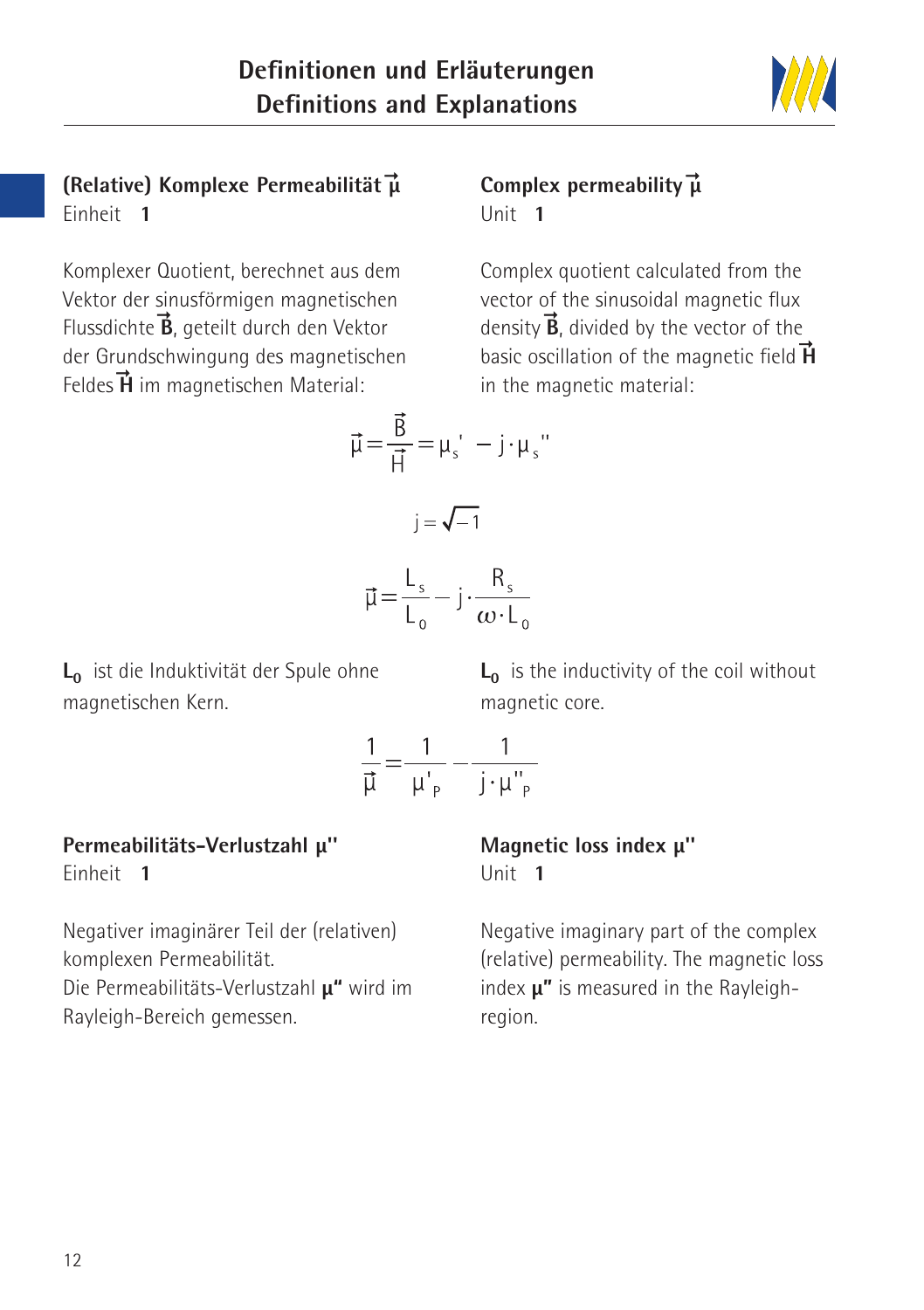# Definitionen und Erläuterungen
# Definitions and Explanations

### (Relative) Komplexe Permeabilität $\vec{\mu}$

Einheit **1**

Komplexer Quotient, berechnet aus dem Vektor der sinusförmigen magnetischen Flussdichte $\vec{\mathbf{B}}$, geteilt durch den Vektor der Grundschwingung des magnetischen Feldes $\vec{\mathbf{H}}$ im magnetischen Material:

### Complex permeability $\vec{\mu}$

Unit **1**

Complex quotient calculated from the vector of the sinusoidal magnetic flux density $\vec{\mathbf{B}}$, divided by the vector of the basic oscillation of the magnetic field $\vec{\mathbf{H}}$ in the magnetic material:

$$\vec{\mu} = \frac{\vec{B}}{\vec{H}} = \mu_s' - j \cdot \mu_s''$$

$$j = \sqrt{-1}$$

$$\vec{\mu} = \frac{L_s}{L_0} - j \cdot \frac{R_s}{\omega \cdot L_0}$$

$\mathbf{L_0}$ ist die Induktivität der Spule ohne magnetischen Kern.

$\mathbf{L_0}$ is the inductivity of the coil without magnetic core.

$$\frac{1}{\vec{\mu}} = \frac{1}{\mu'_P} - \frac{1}{j \cdot \mu''_P}$$

### Permeabilitäts-Verlustzahl μ"

Einheit **1**

Negativer imaginärer Teil der (relativen) komplexen Permeabilität.
Die Permeabilitäts-Verlustzahl **μ"** wird im Rayleigh-Bereich gemessen.

### Magnetic loss index μ"

Unit **1**

Negative imaginary part of the complex (relative) permeability. The magnetic loss index **μ"** is measured in the Rayleigh-region.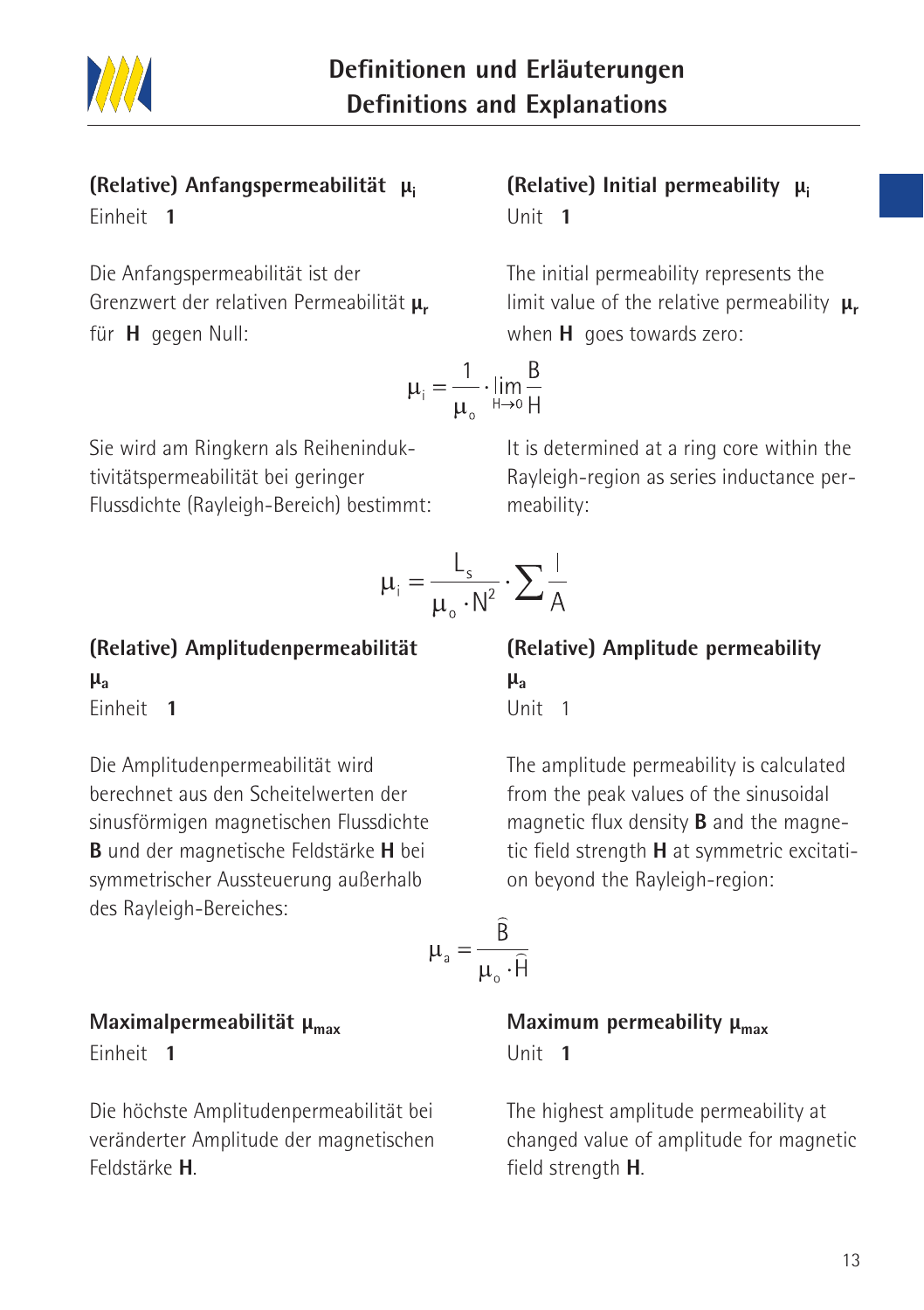## (Relative) Anfangspermeabilität $\mu_i$

Einheit **1**

Die Anfangspermeabilität ist der Grenzwert der relativen Permeabilität $\mu_r$ für **H** gegen Null:

## (Relative) Initial permeability $\mu_i$

Unit **1**

The initial permeability represents the limit value of the relative permeability $\mu_r$ when **H** goes towards zero:

$$\mu_i = \frac{1}{\mu_o} \cdot \lim_{H \to 0} \frac{B}{H}$$

Sie wird am Ringkern als Reiheninduktivitätspermeabilität bei geringer Flussdichte (Rayleigh-Bereich) bestimmt:

It is determined at a ring core within the Rayleigh-region as series inductance permeability:

$$\mu_i = \frac{L_s}{\mu_o \cdot N^2} \cdot \sum \frac{l}{A}$$

## (Relative) Amplitudenpermeabilität $\mu_a$

Einheit **1**

Die Amplitudenpermeabilität wird berechnet aus den Scheitelwerten der sinusförmigen magnetischen Flussdichte **B** und der magnetische Feldstärke **H** bei symmetrischer Aussteuerung außerhalb des Rayleigh-Bereiches:

## (Relative) Amplitude permeability $\mu_a$

Unit 1

The amplitude permeability is calculated from the peak values of the sinusoidal magnetic flux density **B** and the magnetic field strength **H** at symmetric excitation beyond the Rayleigh-region:

$$\mu_a = \frac{\hat{B}}{\mu_o \cdot \hat{H}}$$

## Maximalpermeabilität $\mu_{max}$

Einheit **1**

Die höchste Amplitudenpermeabilität bei veränderter Amplitude der magnetischen Feldstärke **H**.

## Maximum permeability $\mu_{max}$

Unit **1**

The highest amplitude permeability at changed value of amplitude for magnetic field strength **H**.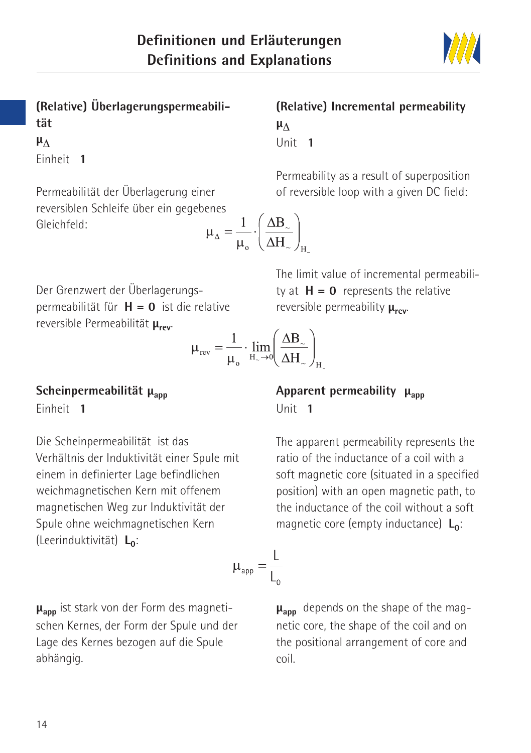# Definitionen und Erläuterungen
# Definitions and Explanations

## (Relative) Überlagerungspermeabilität

$\mu_\Delta$

Einheit **1**

Permeabilität der Überlagerung einer reversiblen Schleife über ein gegebenes Gleichfeld:

## (Relative) Incremental permeability

$\mu_\Delta$

Unit **1**

Permeability as a result of superposition of reversible loop with a given DC field:

$$\mu_\Delta = \frac{1}{\mu_o} \cdot \left( \frac{\Delta B_\sim}{\Delta H_\sim} \right)_{H_-}$$

Der Grenzwert der Überlagerungspermeabilität für **H = 0** ist die relative reversible Permeabilität $\mu_{rev}$.

The limit value of incremental permeability at **H = 0** represents the relative reversible permeability $\mu_{rev}$.

$$\mu_{rev} = \frac{1}{\mu_o} \cdot \lim_{H_\sim \to 0} \left( \frac{\Delta B_\sim}{\Delta H_\sim} \right)_{H_-}$$

## Scheinpermeabilität $\mu_{app}$

Einheit **1**

Die Scheinpermeabilität ist das Verhältnis der Induktivität einer Spule mit einem in definierter Lage befindlichen weichmagnetischen Kern mit offenem magnetischen Weg zur Induktivität der Spule ohne weichmagnetischen Kern (Leerinduktivität) $L_0$:

## Apparent permeability $\mu_{app}$

Unit **1**

The apparent permeability represents the ratio of the inductance of a coil with a soft magnetic core (situated in a specified position) with an open magnetic path, to the inductance of the coil without a soft magnetic core (empty inductance) $L_0$:

$$\mu_{app} = \frac{L}{L_0}$$

$\mu_{app}$ ist stark von der Form des magnetischen Kernes, der Form der Spule und der Lage des Kernes bezogen auf die Spule abhängig.

$\mu_{app}$ depends on the shape of the magnetic core, the shape of the coil and on the positional arrangement of core and coil.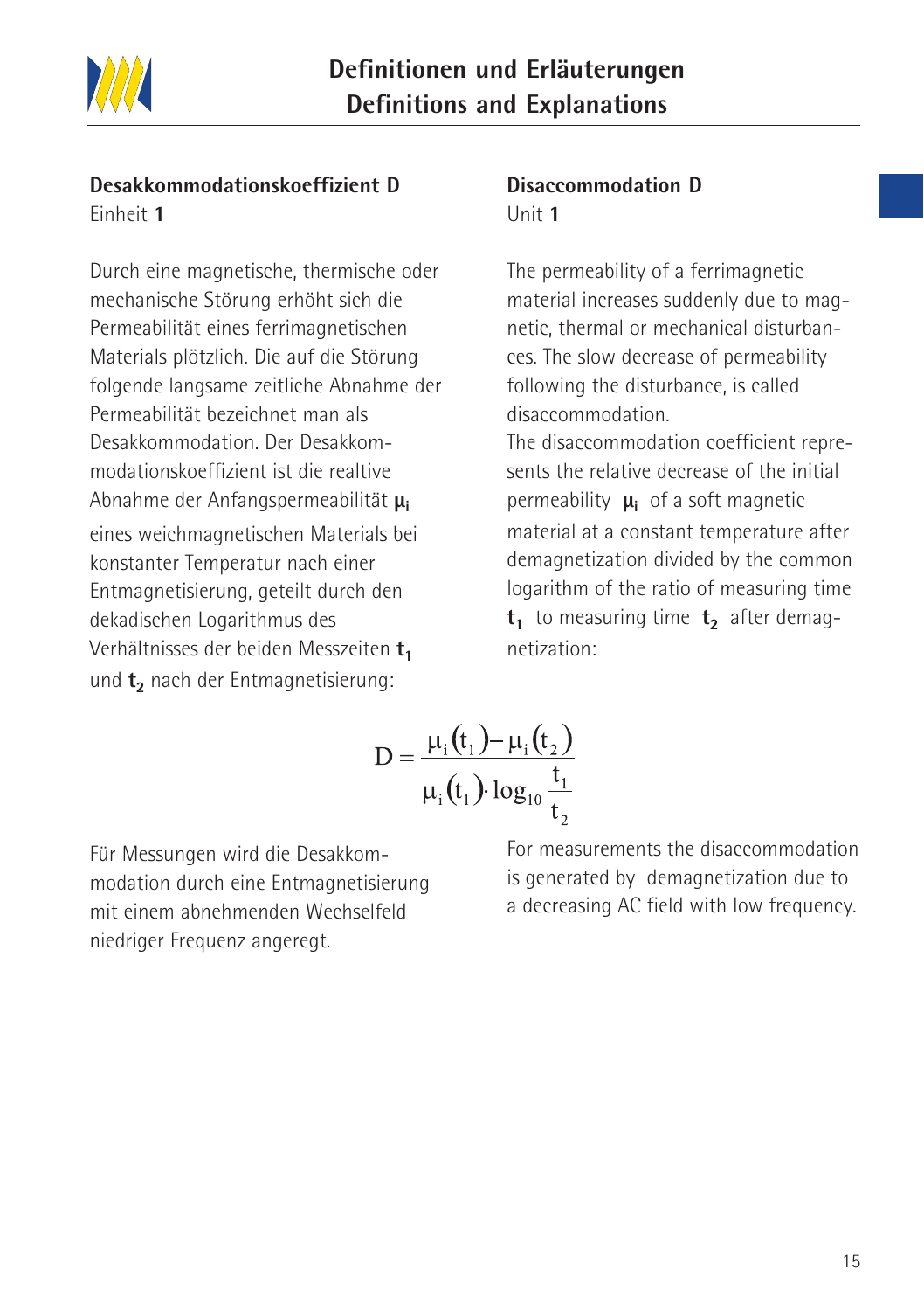## Desakkommodationskoeffizient D

Einheit **1**

Durch eine magnetische, thermische oder mechanische Störung erhöht sich die Permeabilität eines ferrimagnetischen Materials plötzlich. Die auf die Störung folgende langsame zeitliche Abnahme der Permeabilität bezeichnet man als Desakkommodation. Der Desakkommodationskoeffizient ist die realtive Abnahme der Anfangspermeabilität $\mu_i$ eines weichmagnetischen Materials bei konstanter Temperatur nach einer Entmagnetisierung, geteilt durch den dekadischen Logarithmus des Verhältnisses der beiden Messzeiten $t_1$ und $t_2$ nach der Entmagnetisierung:

## Disaccommodation D

Unit **1**

The permeability of a ferrimagnetic material increases suddenly due to magnetic, thermal or mechanical disturbances. The slow decrease of permeability following the disturbance, is called disaccommodation.

The disaccommodation coefficient represents the relative decrease of the initial permeability $\mu_i$ of a soft magnetic material at a constant temperature after demagnetization divided by the common logarithm of the ratio of measuring time $t_1$ to measuring time $t_2$ after demagnetization:

$$D = \frac{\mu_i(t_1) - \mu_i(t_2)}{\mu_i(t_1) \cdot \log_{10} \frac{t_1}{t_2}}$$

Für Messungen wird die Desakkommodation durch eine Entmagnetisierung mit einem abnehmenden Wechselfeld niedriger Frequenz angeregt.

For measurements the disaccommodation is generated by demagnetization due to a decreasing AC field with low frequency.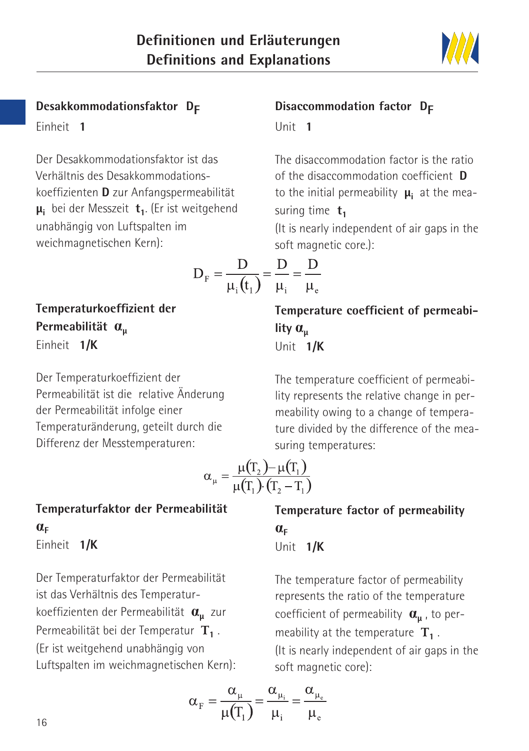## Desakkommodationsfaktor $D_F$

Einheit **1**

Der Desakkommodationsfaktor ist das Verhältnis des Desakkommodationskoeffizienten **D** zur Anfangspermeabilität $\mu_i$ bei der Messzeit $t_1$. (Er ist weitgehend unabhängig von Luftspalten im weichmagnetischen Kern):

## Disaccommodation factor $D_F$

Unit **1**

The disaccommodation factor is the ratio of the disaccommodation coefficient **D** to the initial permeability $\mu_i$ at the measuring time $t_1$

(It is nearly independent of air gaps in the soft magnetic core.):

$$D_F = \frac{D}{\mu_i(t_1)} = \frac{D}{\mu_i} = \frac{D}{\mu_e}$$

## Temperaturkoeffizient der Permeabilität $\alpha_\mu$

Einheit **1/K**

Der Temperaturkoeffizient der Permeabilität ist die relative Änderung der Permeabilität infolge einer Temperaturänderung, geteilt durch die Differenz der Messtemperaturen:

## Temperature coefficient of permeability $\alpha_\mu$

Unit **1/K**

The temperature coefficient of permeability represents the relative change in permeability owing to a change of temperature divided by the difference of the measuring temperatures:

$$\alpha_\mu = \frac{\mu(T_2) - \mu(T_1)}{\mu(T_1) \cdot (T_2 - T_1)}$$

## Temperaturfaktor der Permeabilität $\alpha_F$

Einheit **1/K**

Der Temperaturfaktor der Permeabilität ist das Verhältnis des Temperaturkoeffizienten der Permeabilität $\alpha_\mu$ zur Permeabilität bei der Temperatur $T_1$.
(Er ist weitgehend unabhängig von Luftspalten im weichmagnetischen Kern):

## Temperature factor of permeability $\alpha_F$

Unit **1/K**

The temperature factor of permeability represents the ratio of the temperature coefficient of permeability $\alpha_\mu$, to permeability at the temperature $T_1$.
(It is nearly independent of air gaps in the soft magnetic core):

$$\alpha_F = \frac{\alpha_\mu}{\mu(T_1)} = \frac{\alpha_{\mu_i}}{\mu_i} = \frac{\alpha_{\mu_e}}{\mu_e}$$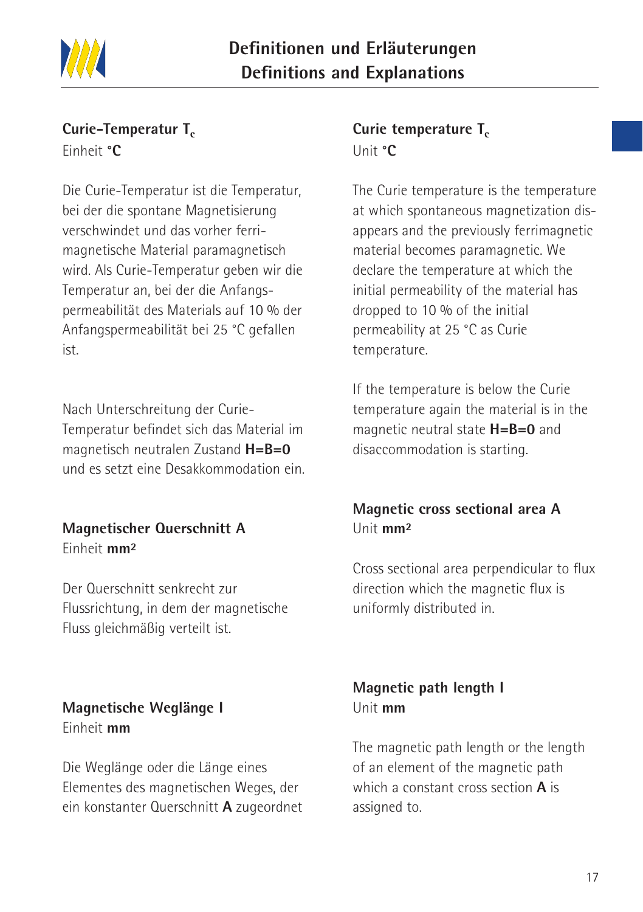# Definitionen und Erläuterungen
# Definitions and Explanations

**Curie-Temperatur $T_c$**
Einheit **°C**

Die Curie-Temperatur ist die Temperatur, bei der die spontane Magnetisierung verschwindet und das vorher ferrimagnetische Material paramagnetisch wird. Als Curie-Temperatur geben wir die Temperatur an, bei der die Anfangspermeabilität des Materials auf 10 % der Anfangspermeabilität bei 25 °C gefallen ist.

Nach Unterschreitung der Curie-Temperatur befindet sich das Material im magnetisch neutralen Zustand **H=B=0** und es setzt eine Desakkommodation ein.

**Magnetischer Querschnitt A**
Einheit **mm²**

Der Querschnitt senkrecht zur Flussrichtung, in dem der magnetische Fluss gleichmäßig verteilt ist.

**Magnetische Weglänge l**
Einheit **mm**

Die Weglänge oder die Länge eines Elementes des magnetischen Weges, der ein konstanter Querschnitt **A** zugeordnet

**Curie temperature $T_c$**
Unit **°C**

The Curie temperature is the temperature at which spontaneous magnetization disappears and the previously ferrimagnetic material becomes paramagnetic. We declare the temperature at which the initial permeability of the material has dropped to 10 % of the initial permeability at 25 °C as Curie temperature.

If the temperature is below the Curie temperature again the material is in the magnetic neutral state **H=B=0** and disaccommodation is starting.

**Magnetic cross sectional area A**
Unit **mm²**

Cross sectional area perpendicular to flux direction which the magnetic flux is uniformly distributed in.

**Magnetic path length l**
Unit **mm**

The magnetic path length or the length of an element of the magnetic path which a constant cross section **A** is assigned to.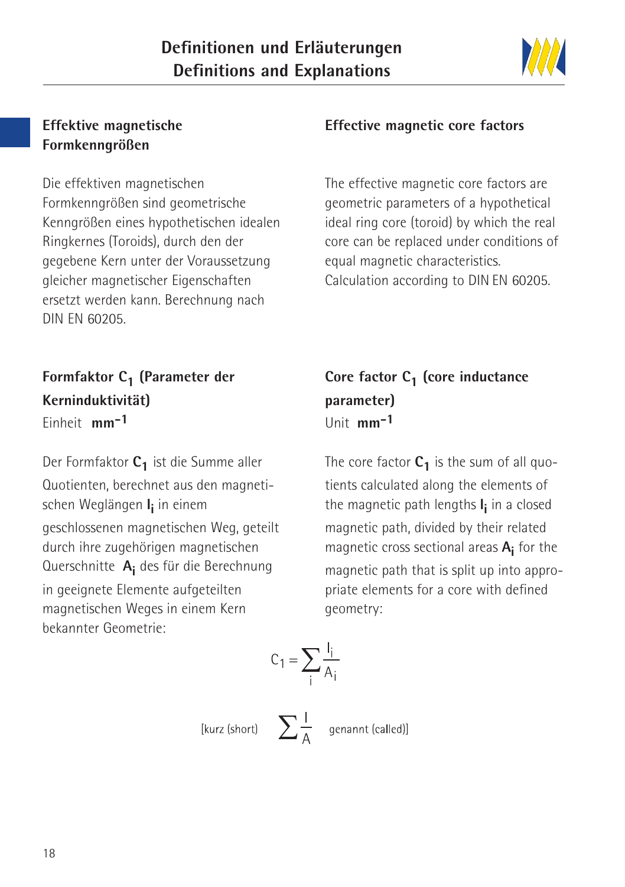# Definitionen und Erläuterungen
# Definitions and Explanations

## Effektive magnetische Formkenngrößen

Die effektiven magnetischen Formkenngrößen sind geometrische Kenngrößen eines hypothetischen idealen Ringkernes (Toroids), durch den der gegebene Kern unter der Voraussetzung gleicher magnetischer Eigenschaften ersetzt werden kann. Berechnung nach DIN EN 60205.

## Effective magnetic core factors

The effective magnetic core factors are geometric parameters of a hypothetical ideal ring core (toroid) by which the real core can be replaced under conditions of equal magnetic characteristics. Calculation according to DIN EN 60205.

## Formfaktor $C_1$ (Parameter der Kerninduktivität)

Einheit **$mm^{-1}$**

Der Formfaktor $\mathbf{C_1}$ ist die Summe aller Quotienten, berechnet aus den magnetischen Weglängen $\mathbf{l_i}$ in einem geschlossenen magnetischen Weg, geteilt durch ihre zugehörigen magnetischen Querschnitte $\mathbf{A_i}$ des für die Berechnung in geeignete Elemente aufgeteilten magnetischen Weges in einem Kern bekannter Geometrie:

## Core factor $C_1$ (core inductance parameter)

Unit **$mm^{-1}$**

The core factor $\mathbf{C_1}$ is the sum of all quotients calculated along the elements of the magnetic path lengths $\mathbf{l_i}$ in a closed magnetic path, divided by their related magnetic cross sectional areas $\mathbf{A_i}$ for the magnetic path that is split up into appropriate elements for a core with defined geometry:

$$C_1 = \sum_i \frac{l_i}{A_i}$$

[kurz (short) $\sum \frac{l}{A}$ genannt (called)]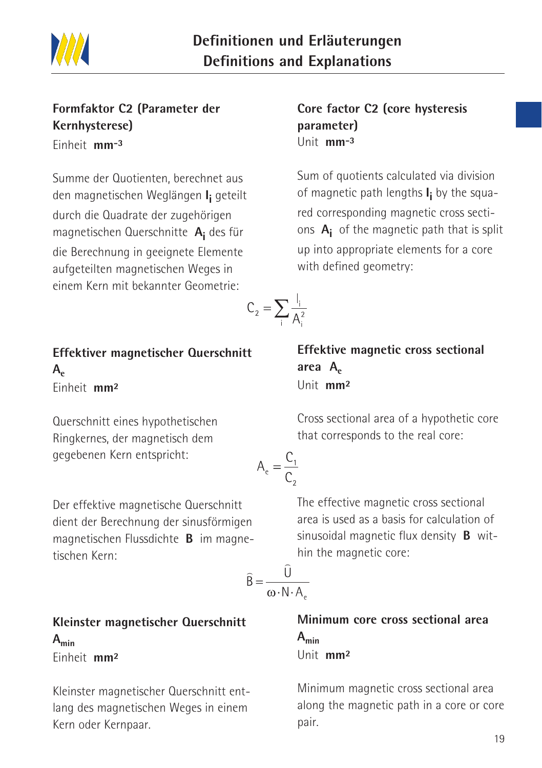## Formfaktor C2 (Parameter der Kernhysterese)

Einheit **$mm^{-3}$**

Summe der Quotienten, berechnet aus den magnetischen Weglängen $\mathbf{l_i}$ geteilt durch die Quadrate der zugehörigen magnetischen Querschnitte $\mathbf{A_i}$ des für die Berechnung in geeignete Elemente aufgeteilten magnetischen Weges in einem Kern mit bekannter Geometrie:

## Core factor C2 (core hysteresis parameter)

Unit **$mm^{-3}$**

Sum of quotients calculated via division of magnetic path lengths $\mathbf{l_i}$ by the squared corresponding magnetic cross sections $\mathbf{A_i}$ of the magnetic path that is split up into appropriate elements for a core with defined geometry:

$$C_2 = \sum_i \frac{l_i}{A_i^2}$$

## Effektiver magnetischer Querschnitt $A_e$

Einheit **$mm^2$**

Querschnitt eines hypothetischen Ringkernes, der magnetisch dem gegebenen Kern entspricht:

## Effektive magnetic cross sectional area $A_e$

Unit **$mm^2$**

Cross sectional area of a hypothetic core that corresponds to the real core:

$$A_e = \frac{C_1}{C_2}$$

Der effektive magnetische Querschnitt dient der Berechnung der sinusförmigen magnetischen Flussdichte **B** im magnetischen Kern:

The effective magnetic cross sectional area is used as a basis for calculation of sinusoidal magnetic flux density **B** within the magnetic core:

$$\hat{B} = \frac{\hat{U}}{\omega \cdot N \cdot A_e}$$

## Kleinster magnetischer Querschnitt $A_{min}$

Einheit **$mm^2$**

Kleinster magnetischer Querschnitt entlang des magnetischen Weges in einem Kern oder Kernpaar.

## Minimum core cross sectional area $A_{min}$

Unit **$mm^2$**

Minimum magnetic cross sectional area along the magnetic path in a core or core pair.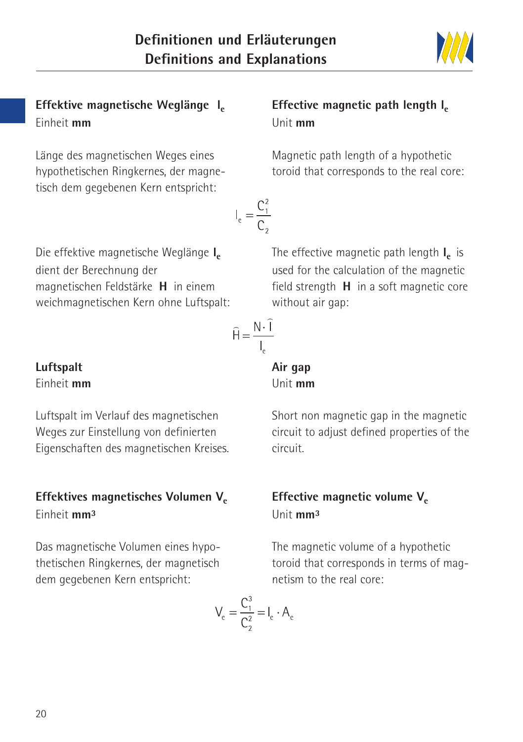**Effektive magnetische Weglänge $l_e$**
Einheit **mm**

Länge des magnetischen Weges eines hypothetischen Ringkernes, der magnetisch dem gegebenen Kern entspricht:

**Effective magnetic path length $l_e$**
Unit **mm**

Magnetic path length of a hypothetic toroid that corresponds to the real core:

$$l_e = \frac{C_1^2}{C_2}$$

Die effektive magnetische Weglänge $l_e$ dient der Berechnung der magnetischen Feldstärke **H** in einem weichmagnetischen Kern ohne Luftspalt:

The effective magnetic path length $l_e$ is used for the calculation of the magnetic field strength **H** in a soft magnetic core without air gap:

$$\hat{H} = \frac{N \cdot \hat{I}}{l_e}$$

**Luftspalt**
Einheit **mm**

Luftspalt im Verlauf des magnetischen Weges zur Einstellung von definierten Eigenschaften des magnetischen Kreises.

**Air gap**
Unit **mm**

Short non magnetic gap in the magnetic circuit to adjust defined properties of the circuit.

**Effektives magnetisches Volumen $V_e$**
Einheit **mm³**

Das magnetische Volumen eines hypothetischen Ringkernes, der magnetisch dem gegebenen Kern entspricht:

**Effective magnetic volume $V_e$**
Unit **mm³**

The magnetic volume of a hypothetic toroid that corresponds in terms of magnetism to the real core:

$$V_e = \frac{C_1^3}{C_2^2} = l_e \cdot A_e$$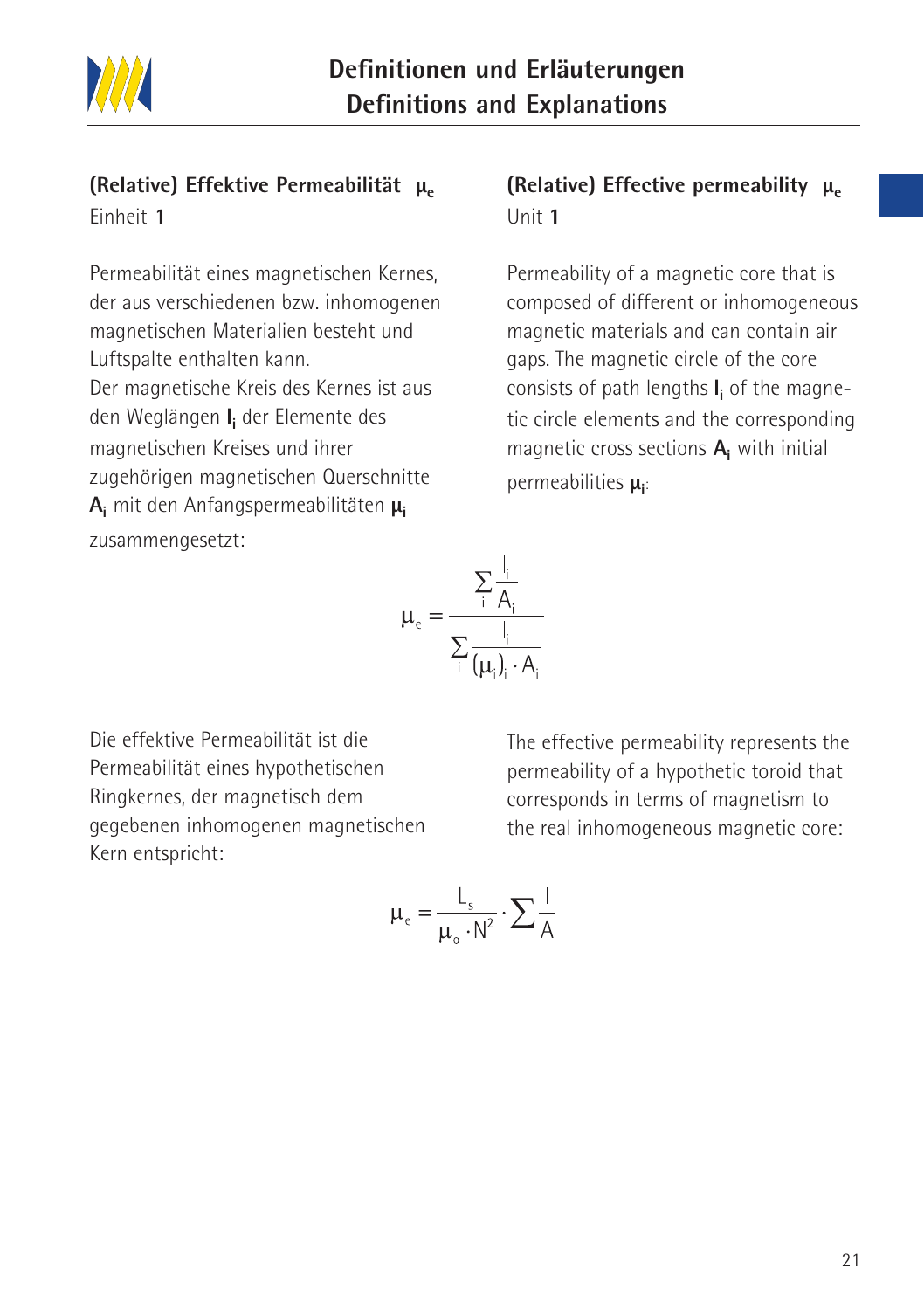## (Relative) Effektive Permeabilität $\mu_e$

Einheit **1**

Permeabilität eines magnetischen Kernes, der aus verschiedenen bzw. inhomogenen magnetischen Materialien besteht und Luftspalte enthalten kann.
Der magnetische Kreis des Kernes ist aus den Weglängen $l_i$ der Elemente des magnetischen Kreises und ihrer zugehörigen magnetischen Querschnitte $A_i$ mit den Anfangspermeabilitäten $\mu_i$ zusammengesetzt:

## (Relative) Effective permeability $\mu_e$

Unit **1**

Permeability of a magnetic core that is composed of different or inhomogeneous magnetic materials and can contain air gaps. The magnetic circle of the core consists of path lengths $l_i$ of the magnetic circle elements and the corresponding magnetic cross sections $A_i$ with initial permeabilities $\mu_i$:

$$\mu_e = \frac{\sum_i \frac{l_i}{A_i}}{\sum_i \frac{l_i}{(\mu_i)_i \cdot A_i}}$$

Die effektive Permeabilität ist die Permeabilität eines hypothetischen Ringkernes, der magnetisch dem gegebenen inhomogenen magnetischen Kern entspricht:

The effective permeability represents the permeability of a hypothetic toroid that corresponds in terms of magnetism to the real inhomogeneous magnetic core:

$$\mu_e = \frac{L_s}{\mu_o \cdot N^2} \cdot \sum \frac{l}{A}$$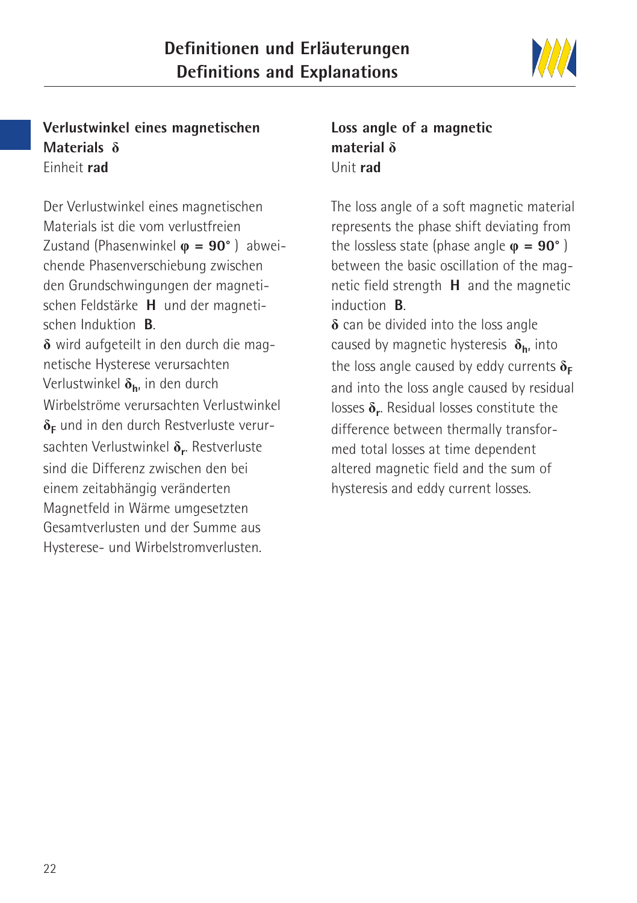## Verlustwinkel eines magnetischen Materials $\delta$

Einheit **rad**

Der Verlustwinkel eines magnetischen Materials ist die vom verlustfreien Zustand (Phasenwinkel $\varphi = 90°$) abweichende Phasenverschiebung zwischen den Grundschwingungen der magnetischen Feldstärke **H** und der magnetischen Induktion **B**.

$\delta$ wird aufgeteilt in den durch die magnetische Hysterese verursachten Verlustwinkel $\delta_h$, in den durch Wirbelströme verursachten Verlustwinkel $\delta_F$ und in den durch Restverluste verursachten Verlustwinkel $\delta_r$. Restverluste sind die Differenz zwischen den bei einem zeitabhängig veränderten Magnetfeld in Wärme umgesetzten Gesamtverlusten und der Summe aus Hysterese- und Wirbelstromverlusten.

## Loss angle of a magnetic material $\delta$

Unit **rad**

The loss angle of a soft magnetic material represents the phase shift deviating from the lossless state (phase angle $\varphi = 90°$) between the basic oscillation of the magnetic field strength **H** and the magnetic induction **B**.

$\delta$ can be divided into the loss angle caused by magnetic hysteresis $\delta_h$, into the loss angle caused by eddy currents $\delta_F$ and into the loss angle caused by residual losses $\delta_r$. Residual losses constitute the difference between thermally transformed total losses at time dependent altered magnetic field and the sum of hysteresis and eddy current losses.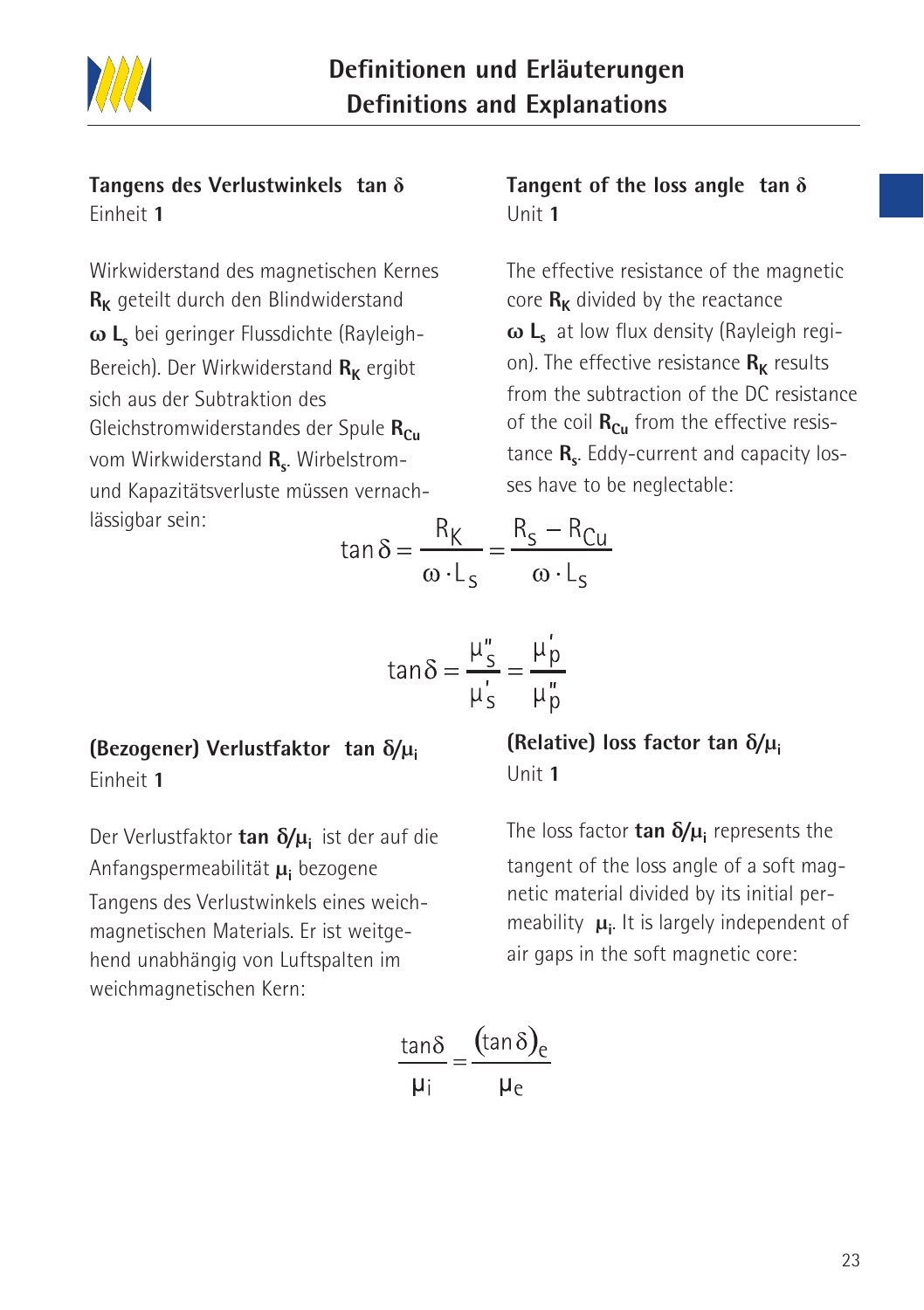# Definitionen und Erläuterungen
# Definitions and Explanations

### Tangens des Verlustwinkels $\tan \delta$

Einheit **1**

Wirkwiderstand des magnetischen Kernes $R_K$ geteilt durch den Blindwiderstand $\omega L_s$ bei geringer Flussdichte (Rayleigh-Bereich). Der Wirkwiderstand $R_K$ ergibt sich aus der Subtraktion des Gleichstromwiderstandes der Spule $R_{Cu}$ vom Wirkwiderstand $R_s$. Wirbelstrom- und Kapazitätsverluste müssen vernachlässigbar sein:

### Tangent of the loss angle $\tan \delta$

Unit **1**

The effective resistance of the magnetic core $R_K$ divided by the reactance $\omega L_s$ at low flux density (Rayleigh region). The effective resistance $R_K$ results from the subtraction of the DC resistance of the coil $R_{Cu}$ from the effective resistance $R_s$. Eddy-current and capacity losses have to be neglectable:

$$\tan\delta = \frac{R_K}{\omega \cdot L_s} = \frac{R_s - R_{Cu}}{\omega \cdot L_s}$$

$$\tan\delta = \frac{\mu_s''}{\mu_s'} = \frac{\mu_p'}{\mu_p''}$$

### (Bezogener) Verlustfaktor $\tan \delta/\mu_i$

Einheit **1**

Der Verlustfaktor $\tan \delta/\mu_i$ ist der auf die Anfangspermeabilität $\mu_i$ bezogene Tangens des Verlustwinkels eines weichmagnetischen Materials. Er ist weitgehend unabhängig von Luftspalten im weichmagnetischen Kern:

### (Relative) loss factor $\tan \delta/\mu_i$

Unit **1**

The loss factor $\tan \delta/\mu_i$ represents the tangent of the loss angle of a soft magnetic material divided by its initial permeability $\mu_i$. It is largely independent of air gaps in the soft magnetic core:

$$\frac{\tan\delta}{\mu_i} = \frac{(\tan\delta)_e}{\mu_e}$$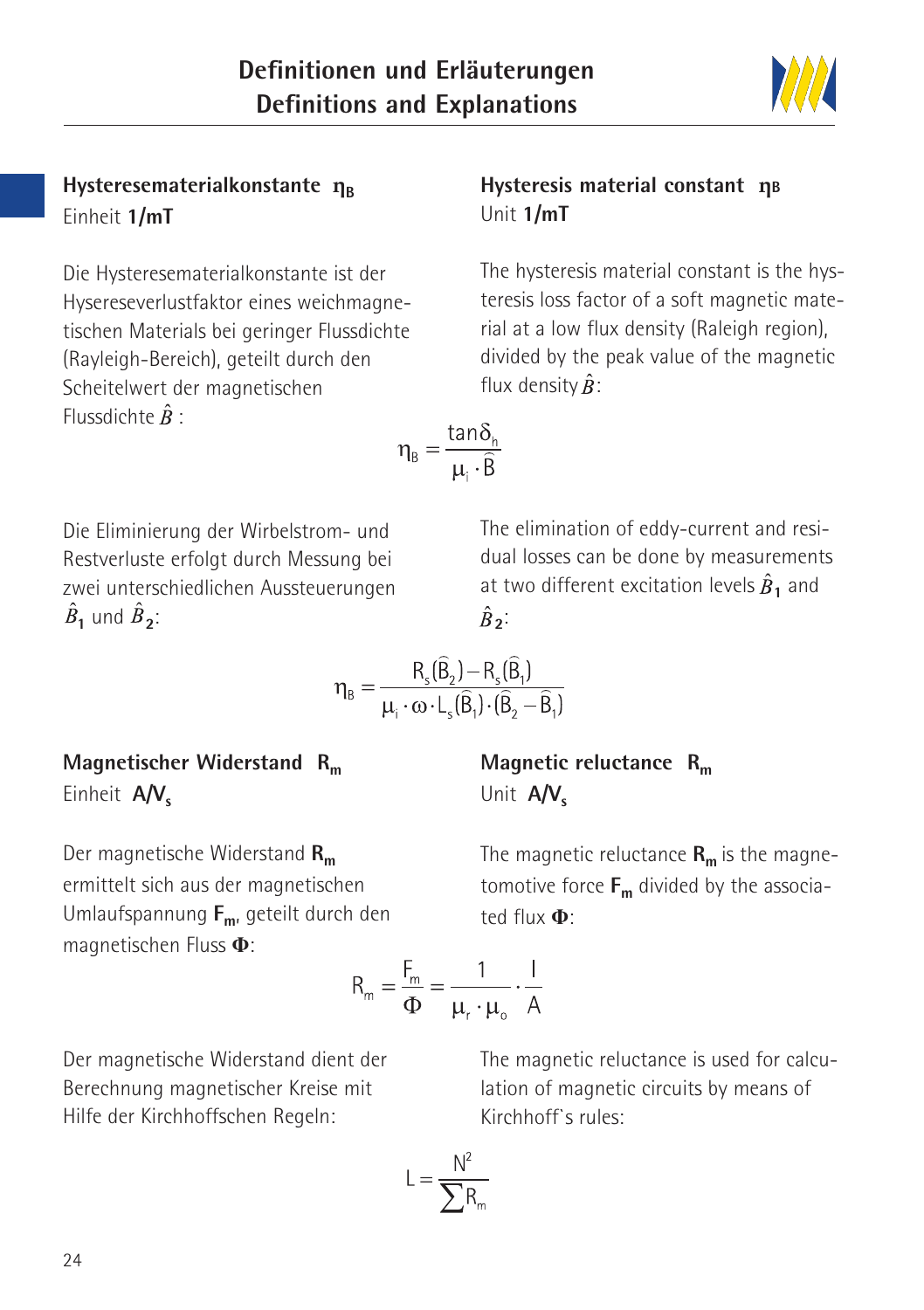## Hysteresematerialkonstante $\eta_B$

Einheit **1/mT**

Die Hysteresematerialkonstante ist der Hysereseverlustfaktor eines weichmagnetischen Materials bei geringer Flussdichte (Rayleigh-Bereich), geteilt durch den Scheitelwert der magnetischen Flussdichte $\hat{B}$ :

## Hysteresis material constant $\eta_B$

Unit **1/mT**

The hysteresis material constant is the hysteresis loss factor of a soft magnetic material at a low flux density (Raleigh region), divided by the peak value of the magnetic flux density $\hat{B}$:

$$\eta_B = \frac{\tan\delta_h}{\mu_i \cdot \hat{B}}$$

Die Eliminierung der Wirbelstrom- und Restverluste erfolgt durch Messung bei zwei unterschiedlichen Aussteuerungen $\hat{B}_1$ und $\hat{B}_2$:

The elimination of eddy-current and residual losses can be done by measurements at two different excitation levels $\hat{B}_1$ and $\hat{B}_2$:

$$\eta_B = \frac{R_s(\hat{B}_2) - R_s(\hat{B}_1)}{\mu_i \cdot \omega \cdot L_s(\hat{B}_1) \cdot (\hat{B}_2 - \hat{B}_1)}$$

## Magnetischer Widerstand $R_m$

Einheit **A/V$_s$**

Der magnetische Widerstand $\mathbf{R_m}$ ermittelt sich aus der magnetischen Umlaufspannung $\mathbf{F_m}$, geteilt durch den magnetischen Fluss $\mathbf{\Phi}$:

## Magnetic reluctance $R_m$

Unit **A/V$_s$**

The magnetic reluctance $\mathbf{R_m}$ is the magnetomotive force $\mathbf{F_m}$ divided by the associated flux $\mathbf{\Phi}$:

$$R_m = \frac{F_m}{\Phi} = \frac{1}{\mu_r \cdot \mu_o} \cdot \frac{l}{A}$$

Der magnetische Widerstand dient der Berechnung magnetischer Kreise mit Hilfe der Kirchhoffschen Regeln:

The magnetic reluctance is used for calculation of magnetic circuits by means of Kirchhoff`s rules:

$$L = \frac{N^2}{\sum R_m}$$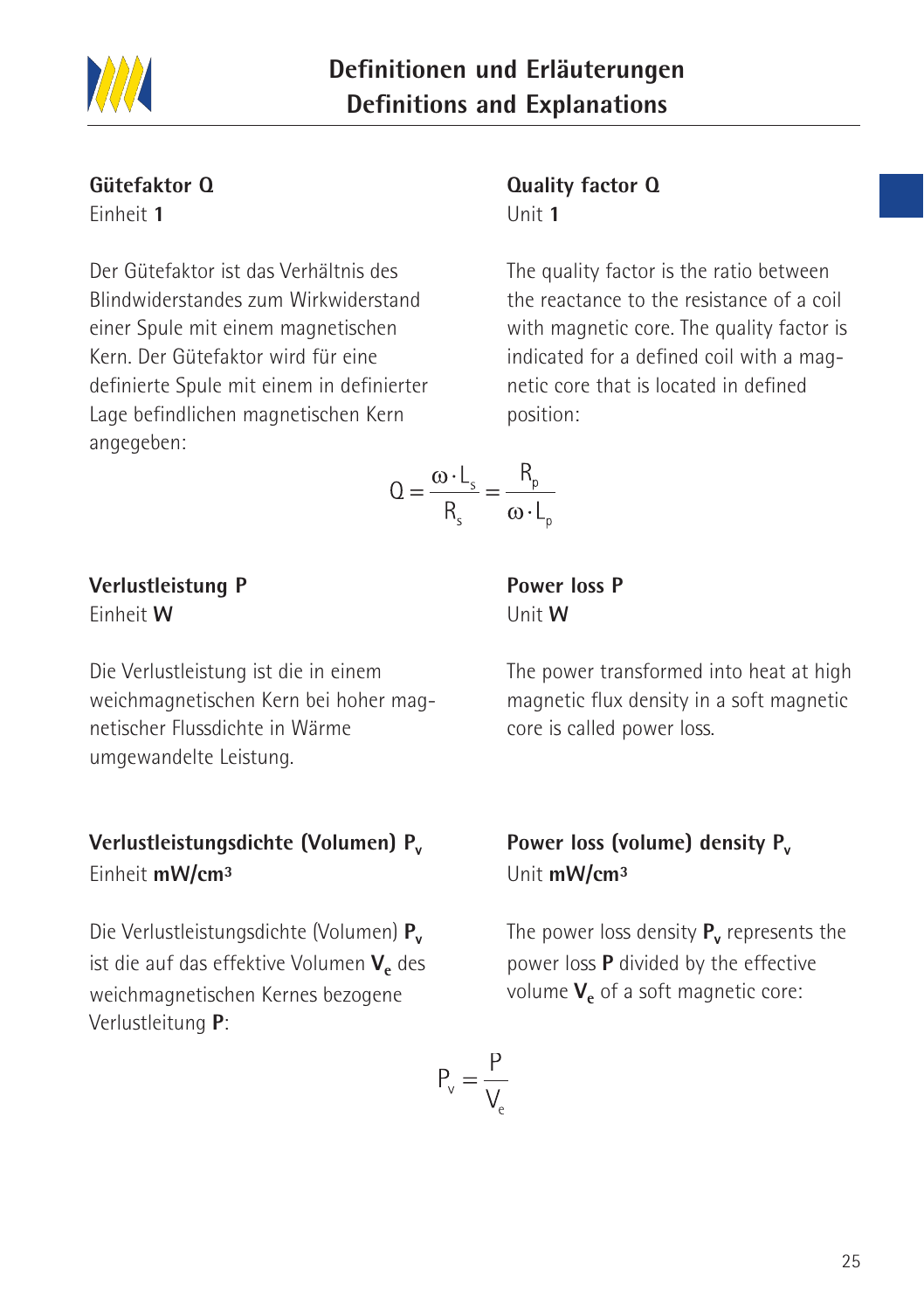### Gütefaktor Q

Einheit **1**

Der Gütefaktor ist das Verhältnis des Blindwiderstandes zum Wirkwiderstand einer Spule mit einem magnetischen Kern. Der Gütefaktor wird für eine definierte Spule mit einem in definierter Lage befindlichen magnetischen Kern angegeben:

### Quality factor Q

Unit **1**

The quality factor is the ratio between the reactance to the resistance of a coil with magnetic core. The quality factor is indicated for a defined coil with a magnetic core that is located in defined position:

$$Q = \frac{\omega \cdot L_s}{R_s} = \frac{R_p}{\omega \cdot L_p}$$

### Verlustleistung P

Einheit **W**

Die Verlustleistung ist die in einem weichmagnetischen Kern bei hoher magnetischer Flussdichte in Wärme umgewandelte Leistung.

### Power loss P

Unit **W**

The power transformed into heat at high magnetic flux density in a soft magnetic core is called power loss.

### Verlustleistungsdichte (Volumen) $P_v$

Einheit **mW/cm³**

Die Verlustleistungsdichte (Volumen) $\mathbf{P_v}$ ist die auf das effektive Volumen $\mathbf{V_e}$ des weichmagnetischen Kernes bezogene Verlustleitung **P**:

### Power loss (volume) density $P_v$

Unit **mW/cm³**

The power loss density $\mathbf{P_v}$ represents the power loss **P** divided by the effective volume $\mathbf{V_e}$ of a soft magnetic core:

$$P_v = \frac{P}{V_e}$$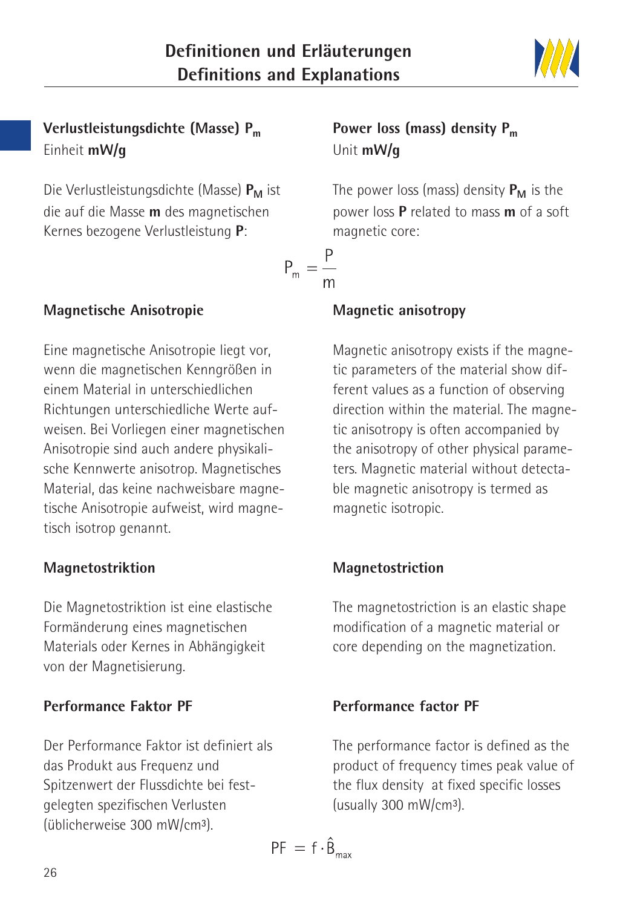## Verlustleistungsdichte (Masse) $P_m$

Einheit **mW/g**

Die Verlustleistungsdichte (Masse) $\mathbf{P_M}$ ist die auf die Masse **m** des magnetischen Kernes bezogene Verlustleistung **P**:

## Power loss (mass) density $P_m$

Unit **mW/g**

The power loss (mass) density $\mathbf{P_M}$ is the power loss **P** related to mass **m** of a soft magnetic core:

$$P_m = \frac{P}{m}$$

### Magnetische Anisotropie

Eine magnetische Anisotropie liegt vor, wenn die magnetischen Kenngrößen in einem Material in unterschiedlichen Richtungen unterschiedliche Werte aufweisen. Bei Vorliegen einer magnetischen Anisotropie sind auch andere physikalische Kennwerte anisotrop. Magnetisches Material, das keine nachweisbare magnetische Anisotropie aufweist, wird magnetisch isotrop genannt.

### Magnetic anisotropy

Magnetic anisotropy exists if the magnetic parameters of the material show different values as a function of observing direction within the material. The magnetic anisotropy is often accompanied by the anisotropy of other physical parameters. Magnetic material without detectable magnetic anisotropy is termed as magnetic isotropic.

### Magnetostriktion

Die Magnetostriktion ist eine elastische Formänderung eines magnetischen Materials oder Kernes in Abhängigkeit von der Magnetisierung.

### Magnetostriction

The magnetostriction is an elastic shape modification of a magnetic material or core depending on the magnetization.

### Performance Faktor PF

Der Performance Faktor ist definiert als das Produkt aus Frequenz und Spitzenwert der Flussdichte bei festgelegten spezifischen Verlusten (üblicherweise 300 mW/cm³).

### Performance factor PF

The performance factor is defined as the product of frequency times peak value of the flux density at fixed specific losses (usually 300 mW/cm³).

$$PF = f \cdot \hat{B}_{max}$$